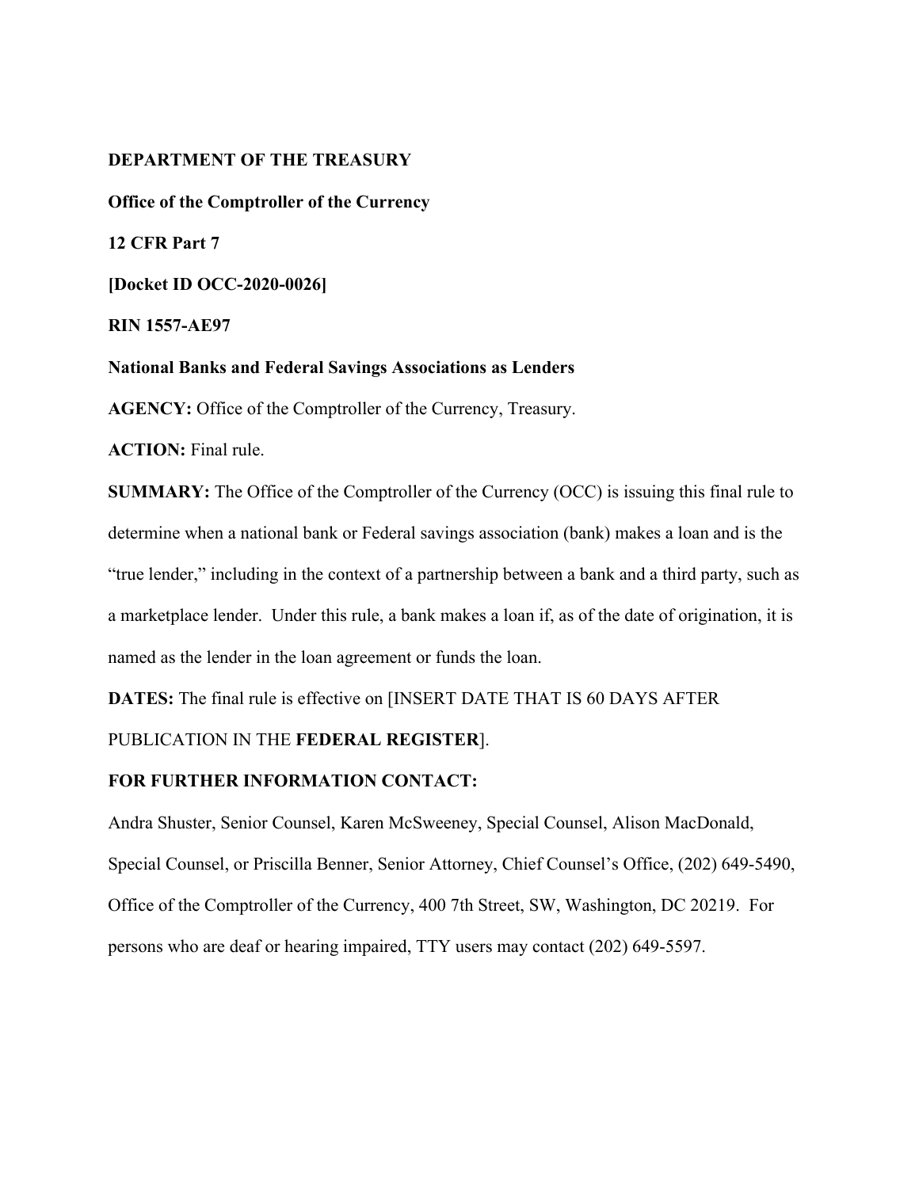**DEPARTMENT OF THE TREASURY**

**Office of the Comptroller of the Currency**

**12 CFR Part 7**

**[Docket ID OCC-2020-0026]**

**RIN 1557-AE97**

**National Banks and Federal Savings Associations as Lenders**

**AGENCY:** Office of the Comptroller of the Currency, Treasury.

**ACTION:** Final rule.

**SUMMARY:** The Office of the Comptroller of the Currency (OCC) is issuing this final rule to determine when a national bank or Federal savings association (bank) makes a loan and is the "true lender," including in the context of a partnership between a bank and a third party, such as a marketplace lender. Under this rule, a bank makes a loan if, as of the date of origination, it is named as the lender in the loan agreement or funds the loan.

**DATES:** The final rule is effective on [INSERT DATE THAT IS 60 DAYS AFTER PUBLICATION IN THE **FEDERAL REGISTER**].

**FOR FURTHER INFORMATION CONTACT:**

Andra Shuster, Senior Counsel, Karen McSweeney, Special Counsel, Alison MacDonald, Special Counsel, or Priscilla Benner, Senior Attorney, Chief Counsel's Office, (202) 649-5490, Office of the Comptroller of the Currency, 400 7th Street, SW, Washington, DC 20219. For persons who are deaf or hearing impaired, TTY users may contact (202) 649-5597.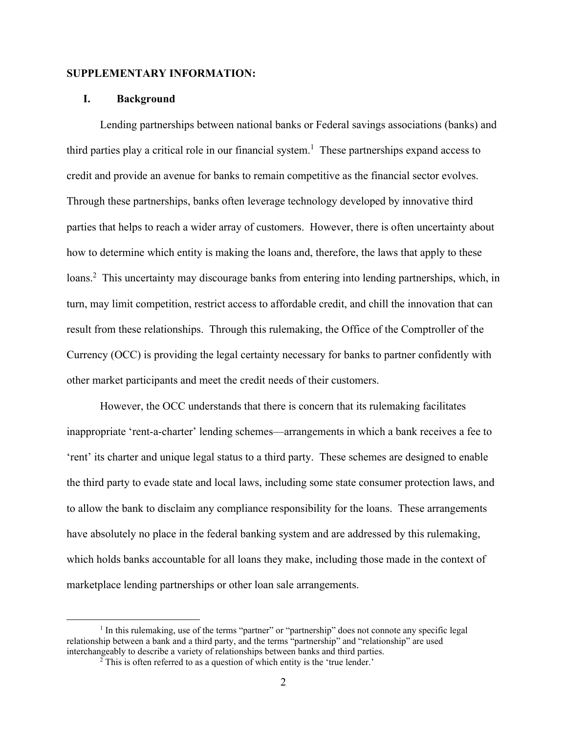**SUPPLEMENTARY INFORMATION:**

## I. Background

Lending partnerships between national banks or Federal savings associations (banks) and third parties play a critical role in our financial system.[1] These partnerships expand access to credit and provide an avenue for banks to remain competitive as the financial sector evolves. Through these partnerships, banks often leverage technology developed by innovative third parties that helps to reach a wider array of customers. However, there is often uncertainty about how to determine which entity is making the loans and, therefore, the laws that apply to these loans.[2] This uncertainty may discourage banks from entering into lending partnerships, which, in turn, may limit competition, restrict access to affordable credit, and chill the innovation that can result from these relationships. Through this rulemaking, the Office of the Comptroller of the Currency (OCC) is providing the legal certainty necessary for banks to partner confidently with other market participants and meet the credit needs of their customers.

However, the OCC understands that there is concern that its rulemaking facilitates inappropriate 'rent-a-charter' lending schemes—arrangements in which a bank receives a fee to 'rent' its charter and unique legal status to a third party. These schemes are designed to enable the third party to evade state and local laws, including some state consumer protection laws, and to allow the bank to disclaim any compliance responsibility for the loans. These arrangements have absolutely no place in the federal banking system and are addressed by this rulemaking, which holds banks accountable for all loans they make, including those made in the context of marketplace lending partnerships or other loan sale arrangements.

---

[1] In this rulemaking, use of the terms "partner" or "partnership" does not connote any specific legal relationship between a bank and a third party, and the terms "partnership" and "relationship" are used interchangeably to describe a variety of relationships between banks and third parties.

[2] This is often referred to as a question of which entity is the 'true lender.'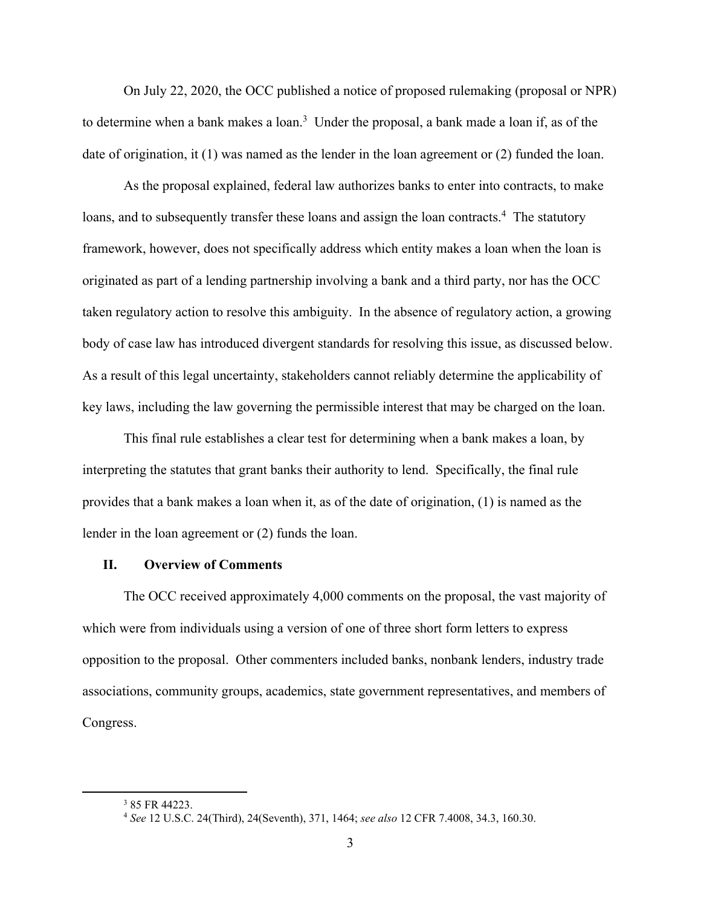On July 22, 2020, the OCC published a notice of proposed rulemaking (proposal or NPR) to determine when a bank makes a loan.[3] Under the proposal, a bank made a loan if, as of the date of origination, it (1) was named as the lender in the loan agreement or (2) funded the loan.

As the proposal explained, federal law authorizes banks to enter into contracts, to make loans, and to subsequently transfer these loans and assign the loan contracts.[4] The statutory framework, however, does not specifically address which entity makes a loan when the loan is originated as part of a lending partnership involving a bank and a third party, nor has the OCC taken regulatory action to resolve this ambiguity. In the absence of regulatory action, a growing body of case law has introduced divergent standards for resolving this issue, as discussed below. As a result of this legal uncertainty, stakeholders cannot reliably determine the applicability of key laws, including the law governing the permissible interest that may be charged on the loan.

This final rule establishes a clear test for determining when a bank makes a loan, by interpreting the statutes that grant banks their authority to lend. Specifically, the final rule provides that a bank makes a loan when it, as of the date of origination, (1) is named as the lender in the loan agreement or (2) funds the loan.

## II. Overview of Comments

The OCC received approximately 4,000 comments on the proposal, the vast majority of which were from individuals using a version of one of three short form letters to express opposition to the proposal. Other commenters included banks, nonbank lenders, industry trade associations, community groups, academics, state government representatives, and members of Congress.

---

[3] 85 FR 44223.

[4] *See* 12 U.S.C. 24(Third), 24(Seventh), 371, 1464; *see also* 12 CFR 7.4008, 34.3, 160.30.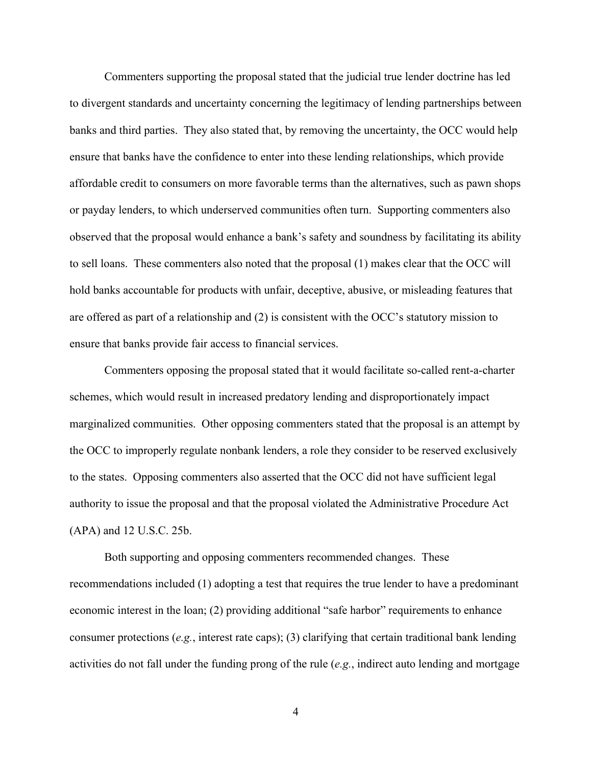Commenters supporting the proposal stated that the judicial true lender doctrine has led to divergent standards and uncertainty concerning the legitimacy of lending partnerships between banks and third parties. They also stated that, by removing the uncertainty, the OCC would help ensure that banks have the confidence to enter into these lending relationships, which provide affordable credit to consumers on more favorable terms than the alternatives, such as pawn shops or payday lenders, to which underserved communities often turn. Supporting commenters also observed that the proposal would enhance a bank's safety and soundness by facilitating its ability to sell loans. These commenters also noted that the proposal (1) makes clear that the OCC will hold banks accountable for products with unfair, deceptive, abusive, or misleading features that are offered as part of a relationship and (2) is consistent with the OCC's statutory mission to ensure that banks provide fair access to financial services.

Commenters opposing the proposal stated that it would facilitate so-called rent-a-charter schemes, which would result in increased predatory lending and disproportionately impact marginalized communities. Other opposing commenters stated that the proposal is an attempt by the OCC to improperly regulate nonbank lenders, a role they consider to be reserved exclusively to the states. Opposing commenters also asserted that the OCC did not have sufficient legal authority to issue the proposal and that the proposal violated the Administrative Procedure Act (APA) and 12 U.S.C. 25b.

Both supporting and opposing commenters recommended changes. These recommendations included (1) adopting a test that requires the true lender to have a predominant economic interest in the loan; (2) providing additional "safe harbor" requirements to enhance consumer protections (*e.g.*, interest rate caps); (3) clarifying that certain traditional bank lending activities do not fall under the funding prong of the rule (*e.g.*, indirect auto lending and mortgage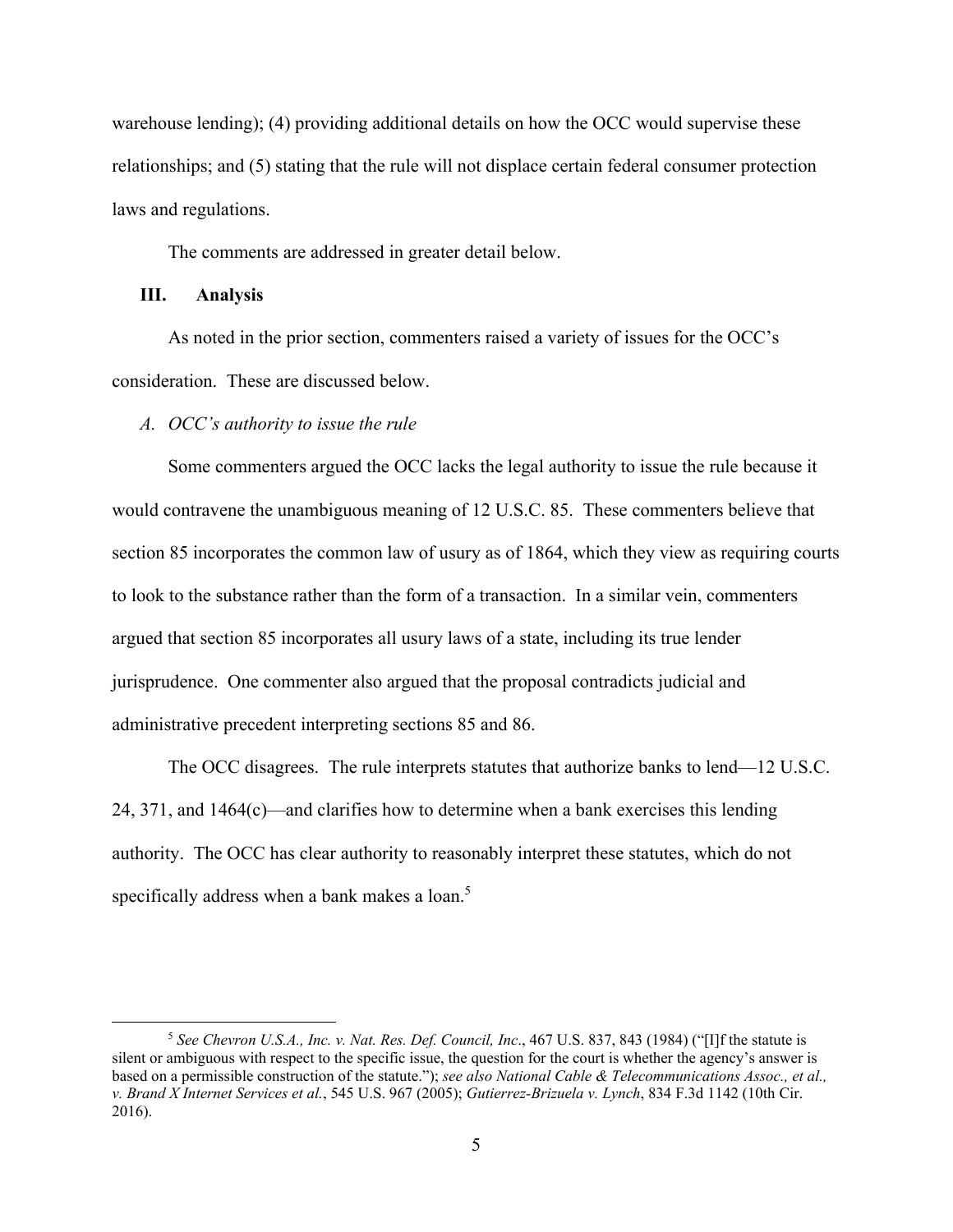warehouse lending); (4) providing additional details on how the OCC would supervise these relationships; and (5) stating that the rule will not displace certain federal consumer protection laws and regulations.

The comments are addressed in greater detail below.

## III. Analysis

As noted in the prior section, commenters raised a variety of issues for the OCC's consideration. These are discussed below.

### *A. OCC's authority to issue the rule*

Some commenters argued the OCC lacks the legal authority to issue the rule because it would contravene the unambiguous meaning of 12 U.S.C. 85. These commenters believe that section 85 incorporates the common law of usury as of 1864, which they view as requiring courts to look to the substance rather than the form of a transaction. In a similar vein, commenters argued that section 85 incorporates all usury laws of a state, including its true lender jurisprudence. One commenter also argued that the proposal contradicts judicial and administrative precedent interpreting sections 85 and 86.

The OCC disagrees. The rule interprets statutes that authorize banks to lend—12 U.S.C. 24, 371, and 1464(c)—and clarifies how to determine when a bank exercises this lending authority. The OCC has clear authority to reasonably interpret these statutes, which do not specifically address when a bank makes a loan.[5]

[5] *See Chevron U.S.A., Inc. v. Nat. Res. Def. Council, Inc*., 467 U.S. 837, 843 (1984) ("[I]f the statute is silent or ambiguous with respect to the specific issue, the question for the court is whether the agency's answer is based on a permissible construction of the statute."); *see also National Cable & Telecommunications Assoc., et al., v. Brand X Internet Services et al.*, 545 U.S. 967 (2005); *Gutierrez-Brizuela v. Lynch*, 834 F.3d 1142 (10th Cir. 2016).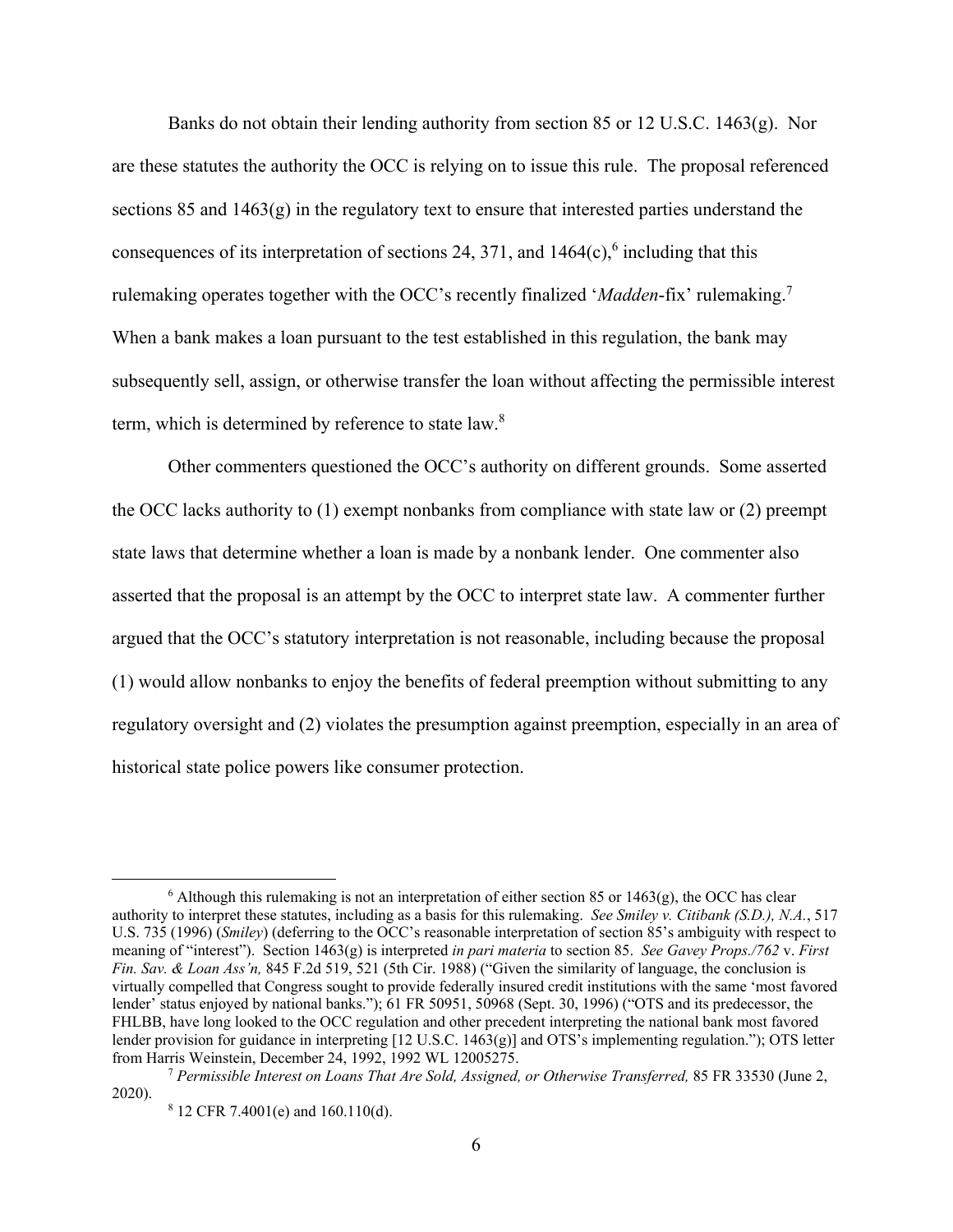Banks do not obtain their lending authority from section 85 or 12 U.S.C. 1463(g). Nor are these statutes the authority the OCC is relying on to issue this rule. The proposal referenced sections 85 and 1463(g) in the regulatory text to ensure that interested parties understand the consequences of its interpretation of sections 24, 371, and 1464(c),[6] including that this rulemaking operates together with the OCC's recently finalized '*Madden*-fix' rulemaking.[7] When a bank makes a loan pursuant to the test established in this regulation, the bank may subsequently sell, assign, or otherwise transfer the loan without affecting the permissible interest term, which is determined by reference to state law.[8]

Other commenters questioned the OCC's authority on different grounds. Some asserted the OCC lacks authority to (1) exempt nonbanks from compliance with state law or (2) preempt state laws that determine whether a loan is made by a nonbank lender. One commenter also asserted that the proposal is an attempt by the OCC to interpret state law. A commenter further argued that the OCC's statutory interpretation is not reasonable, including because the proposal (1) would allow nonbanks to enjoy the benefits of federal preemption without submitting to any regulatory oversight and (2) violates the presumption against preemption, especially in an area of historical state police powers like consumer protection.

---

[6] Although this rulemaking is not an interpretation of either section 85 or 1463(g), the OCC has clear authority to interpret these statutes, including as a basis for this rulemaking. *See Smiley v. Citibank (S.D.), N.A.*, 517 U.S. 735 (1996) (*Smiley*) (deferring to the OCC's reasonable interpretation of section 85's ambiguity with respect to meaning of "interest"). Section 1463(g) is interpreted *in pari materia* to section 85. *See Gavey Props./762* v. *First Fin. Sav. & Loan Ass'n,* 845 F.2d 519, 521 (5th Cir. 1988) ("Given the similarity of language, the conclusion is virtually compelled that Congress sought to provide federally insured credit institutions with the same 'most favored lender' status enjoyed by national banks."); 61 FR 50951, 50968 (Sept. 30, 1996) ("OTS and its predecessor, the FHLBB, have long looked to the OCC regulation and other precedent interpreting the national bank most favored lender provision for guidance in interpreting [12 U.S.C. 1463(g)] and OTS's implementing regulation."); OTS letter from Harris Weinstein, December 24, 1992, 1992 WL 12005275.

[7] *Permissible Interest on Loans That Are Sold, Assigned, or Otherwise Transferred,* 85 FR 33530 (June 2, 2020).

[8] 12 CFR 7.4001(e) and 160.110(d).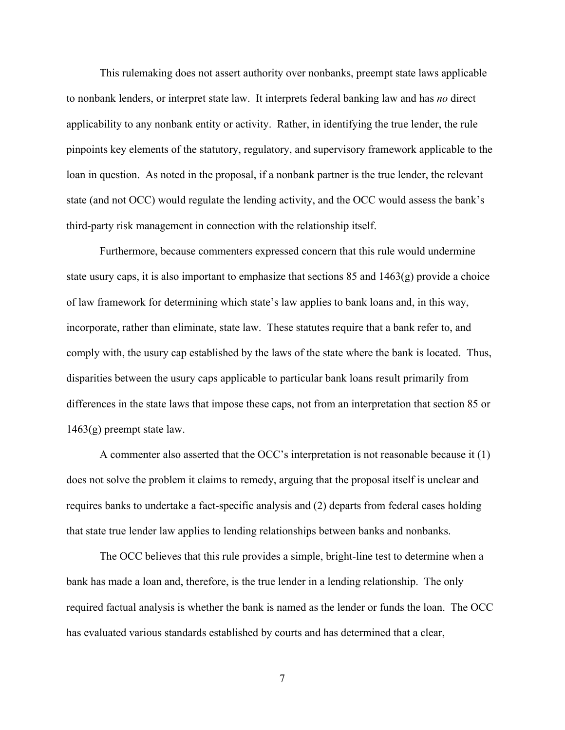This rulemaking does not assert authority over nonbanks, preempt state laws applicable to nonbank lenders, or interpret state law. It interprets federal banking law and has *no* direct applicability to any nonbank entity or activity. Rather, in identifying the true lender, the rule pinpoints key elements of the statutory, regulatory, and supervisory framework applicable to the loan in question. As noted in the proposal, if a nonbank partner is the true lender, the relevant state (and not OCC) would regulate the lending activity, and the OCC would assess the bank's third-party risk management in connection with the relationship itself.

Furthermore, because commenters expressed concern that this rule would undermine state usury caps, it is also important to emphasize that sections 85 and 1463(g) provide a choice of law framework for determining which state's law applies to bank loans and, in this way, incorporate, rather than eliminate, state law. These statutes require that a bank refer to, and comply with, the usury cap established by the laws of the state where the bank is located. Thus, disparities between the usury caps applicable to particular bank loans result primarily from differences in the state laws that impose these caps, not from an interpretation that section 85 or 1463(g) preempt state law.

A commenter also asserted that the OCC's interpretation is not reasonable because it (1) does not solve the problem it claims to remedy, arguing that the proposal itself is unclear and requires banks to undertake a fact-specific analysis and (2) departs from federal cases holding that state true lender law applies to lending relationships between banks and nonbanks.

The OCC believes that this rule provides a simple, bright-line test to determine when a bank has made a loan and, therefore, is the true lender in a lending relationship. The only required factual analysis is whether the bank is named as the lender or funds the loan. The OCC has evaluated various standards established by courts and has determined that a clear,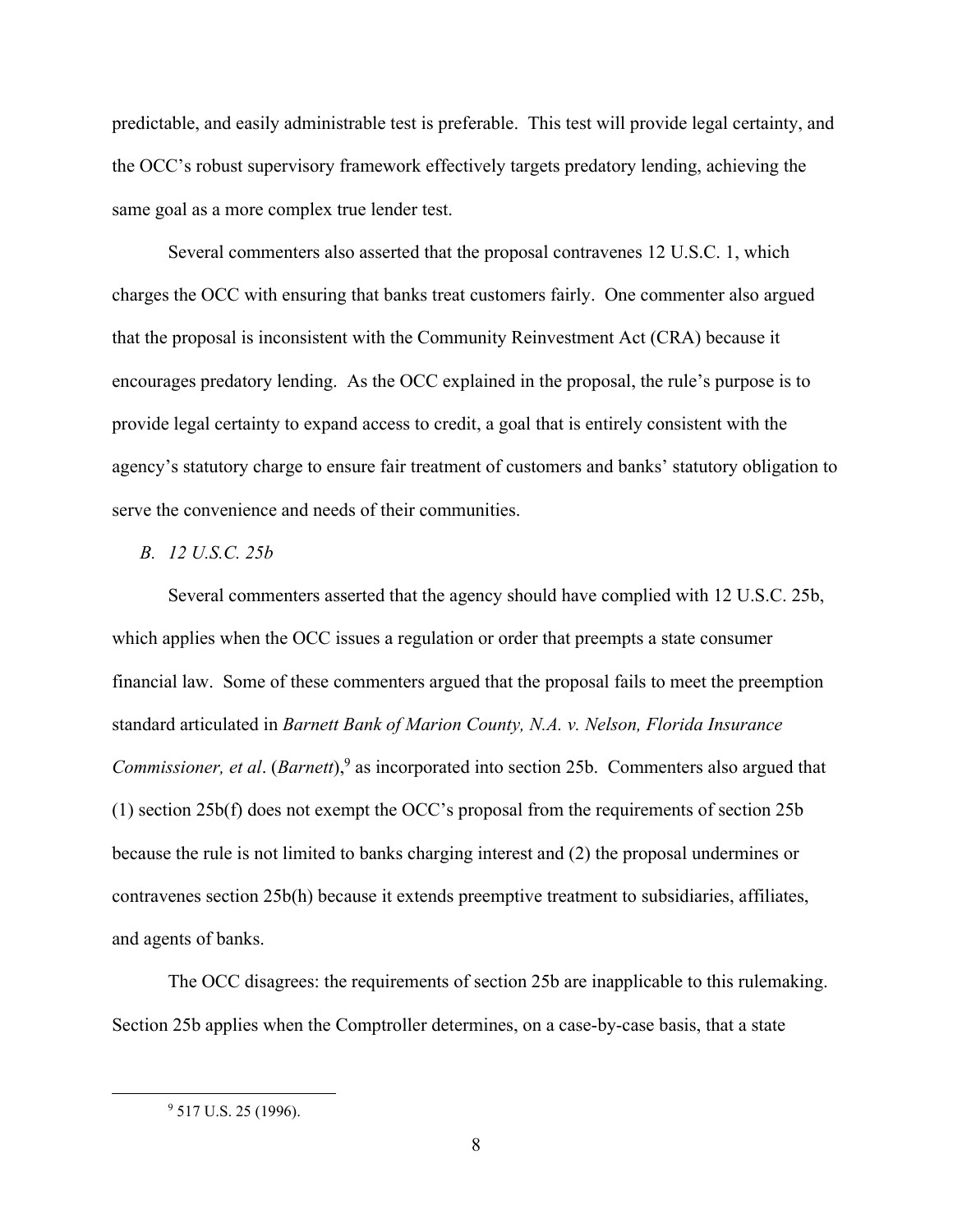predictable, and easily administrable test is preferable. This test will provide legal certainty, and the OCC's robust supervisory framework effectively targets predatory lending, achieving the same goal as a more complex true lender test.

Several commenters also asserted that the proposal contravenes 12 U.S.C. 1, which charges the OCC with ensuring that banks treat customers fairly. One commenter also argued that the proposal is inconsistent with the Community Reinvestment Act (CRA) because it encourages predatory lending. As the OCC explained in the proposal, the rule's purpose is to provide legal certainty to expand access to credit, a goal that is entirely consistent with the agency's statutory charge to ensure fair treatment of customers and banks' statutory obligation to serve the convenience and needs of their communities.

*B. 12 U.S.C. 25b*

Several commenters asserted that the agency should have complied with 12 U.S.C. 25b, which applies when the OCC issues a regulation or order that preempts a state consumer financial law. Some of these commenters argued that the proposal fails to meet the preemption standard articulated in *Barnett Bank of Marion County, N.A. v. Nelson, Florida Insurance Commissioner, et al*. (*Barnett*),[9] as incorporated into section 25b. Commenters also argued that (1) section 25b(f) does not exempt the OCC's proposal from the requirements of section 25b because the rule is not limited to banks charging interest and (2) the proposal undermines or contravenes section 25b(h) because it extends preemptive treatment to subsidiaries, affiliates, and agents of banks.

The OCC disagrees: the requirements of section 25b are inapplicable to this rulemaking. Section 25b applies when the Comptroller determines, on a case-by-case basis, that a state

[9] 517 U.S. 25 (1996).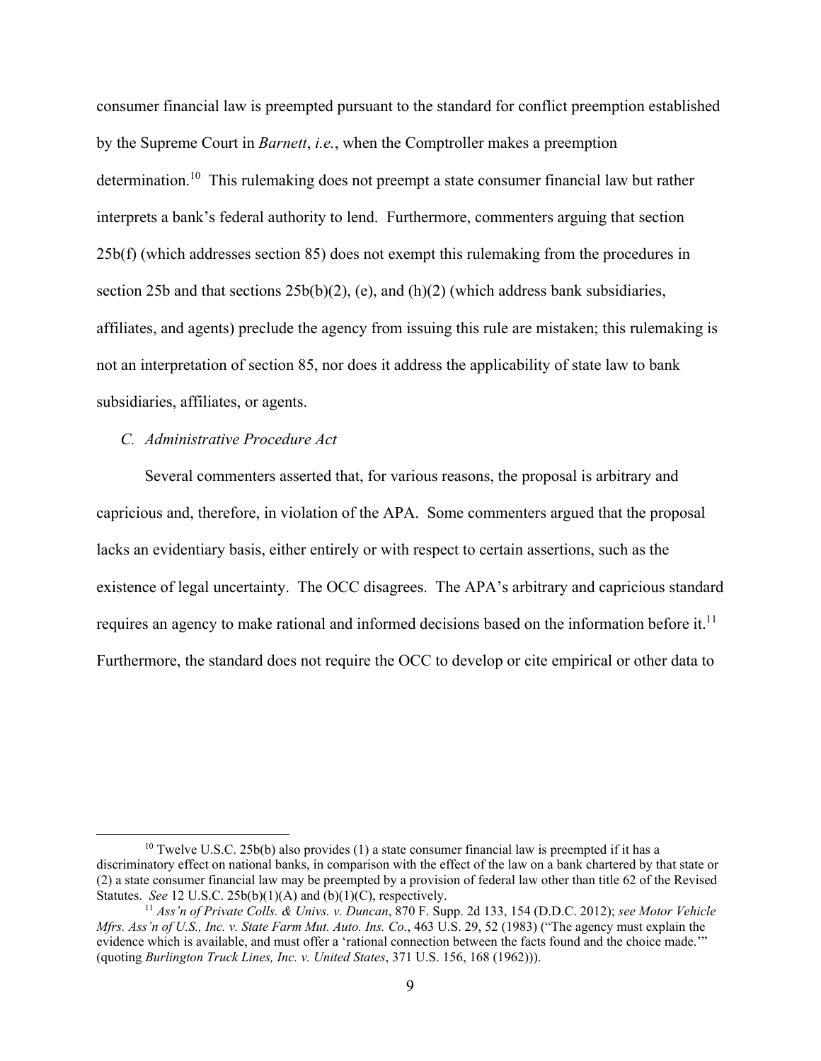consumer financial law is preempted pursuant to the standard for conflict preemption established by the Supreme Court in *Barnett*, *i.e.*, when the Comptroller makes a preemption determination.[10] This rulemaking does not preempt a state consumer financial law but rather interprets a bank's federal authority to lend. Furthermore, commenters arguing that section 25b(f) (which addresses section 85) does not exempt this rulemaking from the procedures in section 25b and that sections 25b(b)(2), (e), and (h)(2) (which address bank subsidiaries, affiliates, and agents) preclude the agency from issuing this rule are mistaken; this rulemaking is not an interpretation of section 85, nor does it address the applicability of state law to bank subsidiaries, affiliates, or agents.

### *C. Administrative Procedure Act*

Several commenters asserted that, for various reasons, the proposal is arbitrary and capricious and, therefore, in violation of the APA. Some commenters argued that the proposal lacks an evidentiary basis, either entirely or with respect to certain assertions, such as the existence of legal uncertainty. The OCC disagrees. The APA's arbitrary and capricious standard requires an agency to make rational and informed decisions based on the information before it.[11] Furthermore, the standard does not require the OCC to develop or cite empirical or other data to

---

[10] Twelve U.S.C. 25b(b) also provides (1) a state consumer financial law is preempted if it has a discriminatory effect on national banks, in comparison with the effect of the law on a bank chartered by that state or (2) a state consumer financial law may be preempted by a provision of federal law other than title 62 of the Revised Statutes. *See* 12 U.S.C. 25b(b)(1)(A) and (b)(1)(C), respectively.

[11] *Ass'n of Private Colls. & Univs. v. Duncan*, 870 F. Supp. 2d 133, 154 (D.D.C. 2012); *see Motor Vehicle Mfrs. Ass'n of U.S., Inc. v. State Farm Mut. Auto. Ins. Co.*, 463 U.S. 29, 52 (1983) ("The agency must explain the evidence which is available, and must offer a 'rational connection between the facts found and the choice made.'" (quoting *Burlington Truck Lines, Inc. v. United States*, 371 U.S. 156, 168 (1962))).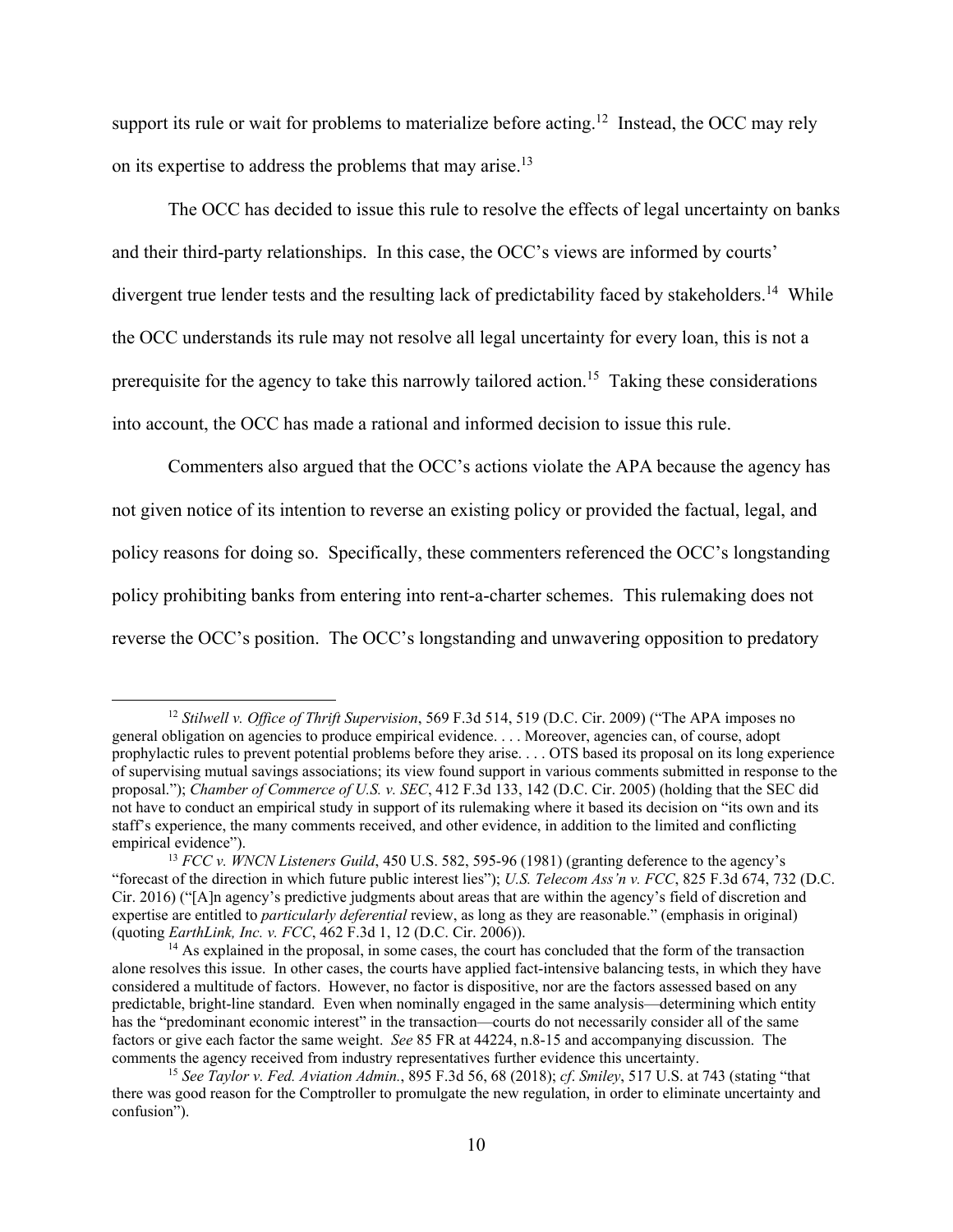support its rule or wait for problems to materialize before acting.[12] Instead, the OCC may rely on its expertise to address the problems that may arise.[13]

The OCC has decided to issue this rule to resolve the effects of legal uncertainty on banks and their third-party relationships. In this case, the OCC's views are informed by courts' divergent true lender tests and the resulting lack of predictability faced by stakeholders.[14] While the OCC understands its rule may not resolve all legal uncertainty for every loan, this is not a prerequisite for the agency to take this narrowly tailored action.[15] Taking these considerations into account, the OCC has made a rational and informed decision to issue this rule.

Commenters also argued that the OCC's actions violate the APA because the agency has not given notice of its intention to reverse an existing policy or provided the factual, legal, and policy reasons for doing so. Specifically, these commenters referenced the OCC's longstanding policy prohibiting banks from entering into rent-a-charter schemes. This rulemaking does not reverse the OCC's position. The OCC's longstanding and unwavering opposition to predatory

---

[12] *Stilwell v. Office of Thrift Supervision*, 569 F.3d 514, 519 (D.C. Cir. 2009) ("The APA imposes no general obligation on agencies to produce empirical evidence. . . . Moreover, agencies can, of course, adopt prophylactic rules to prevent potential problems before they arise. . . . OTS based its proposal on its long experience of supervising mutual savings associations; its view found support in various comments submitted in response to the proposal."); *Chamber of Commerce of U.S. v. SEC*, 412 F.3d 133, 142 (D.C. Cir. 2005) (holding that the SEC did not have to conduct an empirical study in support of its rulemaking where it based its decision on "its own and its staff's experience, the many comments received, and other evidence, in addition to the limited and conflicting empirical evidence").

[13] *FCC v. WNCN Listeners Guild*, 450 U.S. 582, 595-96 (1981) (granting deference to the agency's "forecast of the direction in which future public interest lies"); *U.S. Telecom Ass'n v. FCC*, 825 F.3d 674, 732 (D.C. Cir. 2016) ("[A]n agency's predictive judgments about areas that are within the agency's field of discretion and expertise are entitled to *particularly deferential* review, as long as they are reasonable." (emphasis in original) (quoting *EarthLink, Inc. v. FCC*, 462 F.3d 1, 12 (D.C. Cir. 2006)).

[14] As explained in the proposal, in some cases, the court has concluded that the form of the transaction alone resolves this issue. In other cases, the courts have applied fact-intensive balancing tests, in which they have considered a multitude of factors. However, no factor is dispositive, nor are the factors assessed based on any predictable, bright-line standard. Even when nominally engaged in the same analysis—determining which entity has the "predominant economic interest" in the transaction—courts do not necessarily consider all of the same factors or give each factor the same weight. *See* 85 FR at 44224, n.8-15 and accompanying discussion. The comments the agency received from industry representatives further evidence this uncertainty.

[15] *See Taylor v. Fed. Aviation Admin.*, 895 F.3d 56, 68 (2018); *cf. Smiley*, 517 U.S. at 743 (stating "that there was good reason for the Comptroller to promulgate the new regulation, in order to eliminate uncertainty and confusion").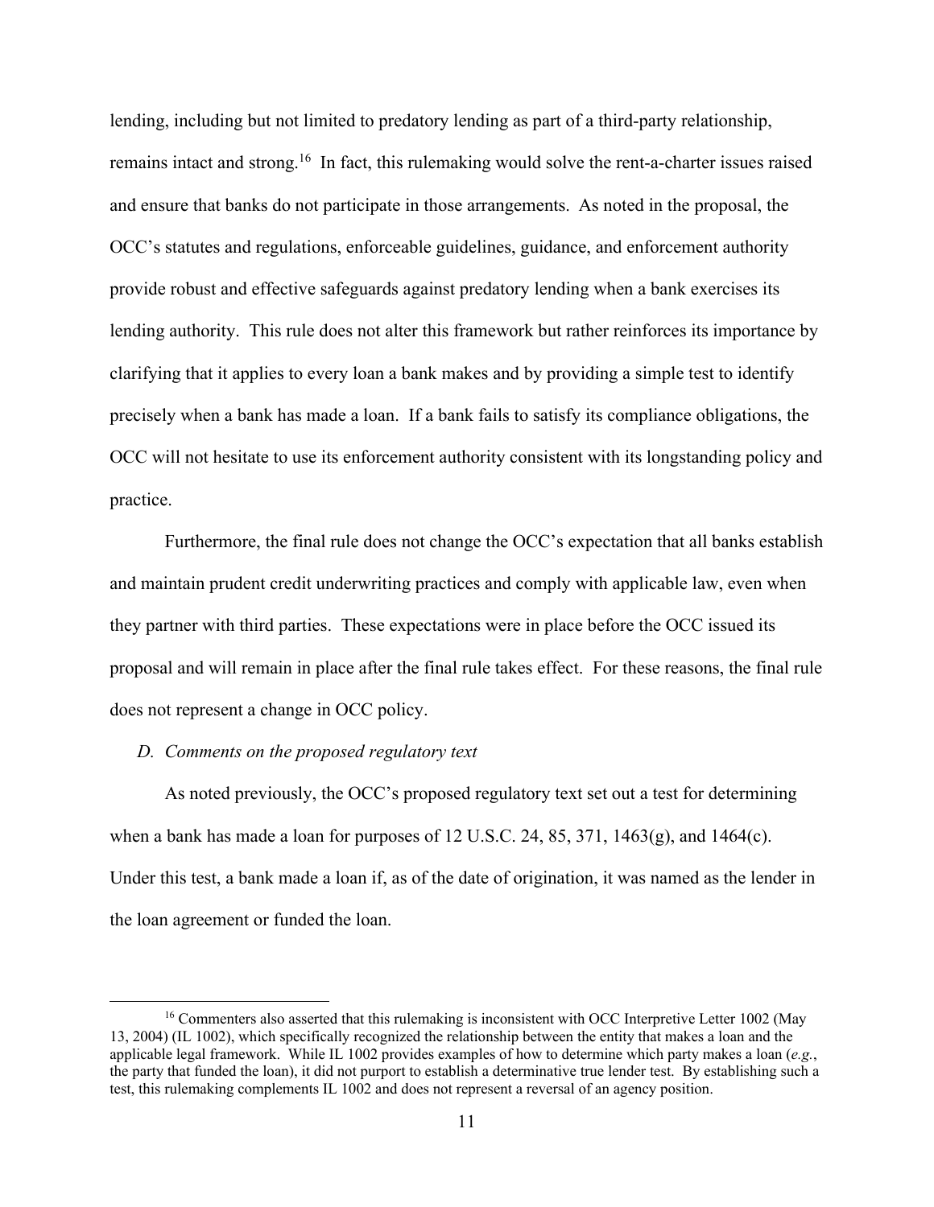lending, including but not limited to predatory lending as part of a third-party relationship, remains intact and strong.[16] In fact, this rulemaking would solve the rent-a-charter issues raised and ensure that banks do not participate in those arrangements. As noted in the proposal, the OCC's statutes and regulations, enforceable guidelines, guidance, and enforcement authority provide robust and effective safeguards against predatory lending when a bank exercises its lending authority. This rule does not alter this framework but rather reinforces its importance by clarifying that it applies to every loan a bank makes and by providing a simple test to identify precisely when a bank has made a loan. If a bank fails to satisfy its compliance obligations, the OCC will not hesitate to use its enforcement authority consistent with its longstanding policy and practice.

Furthermore, the final rule does not change the OCC's expectation that all banks establish and maintain prudent credit underwriting practices and comply with applicable law, even when they partner with third parties. These expectations were in place before the OCC issued its proposal and will remain in place after the final rule takes effect. For these reasons, the final rule does not represent a change in OCC policy.

*D. Comments on the proposed regulatory text*

As noted previously, the OCC's proposed regulatory text set out a test for determining when a bank has made a loan for purposes of 12 U.S.C. 24, 85, 371, 1463(g), and 1464(c). Under this test, a bank made a loan if, as of the date of origination, it was named as the lender in the loan agreement or funded the loan.

[16] Commenters also asserted that this rulemaking is inconsistent with OCC Interpretive Letter 1002 (May 13, 2004) (IL 1002), which specifically recognized the relationship between the entity that makes a loan and the applicable legal framework. While IL 1002 provides examples of how to determine which party makes a loan (*e.g.*, the party that funded the loan), it did not purport to establish a determinative true lender test. By establishing such a test, this rulemaking complements IL 1002 and does not represent a reversal of an agency position.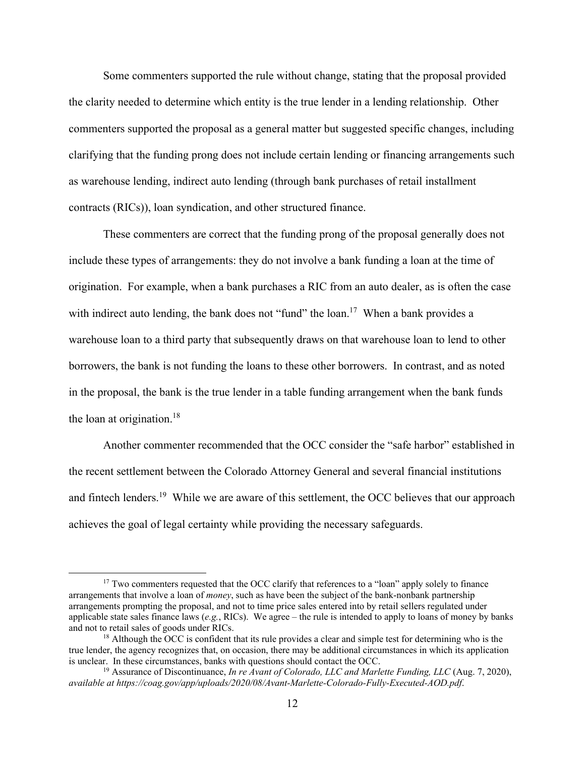Some commenters supported the rule without change, stating that the proposal provided the clarity needed to determine which entity is the true lender in a lending relationship. Other commenters supported the proposal as a general matter but suggested specific changes, including clarifying that the funding prong does not include certain lending or financing arrangements such as warehouse lending, indirect auto lending (through bank purchases of retail installment contracts (RICs)), loan syndication, and other structured finance.

These commenters are correct that the funding prong of the proposal generally does not include these types of arrangements: they do not involve a bank funding a loan at the time of origination. For example, when a bank purchases a RIC from an auto dealer, as is often the case with indirect auto lending, the bank does not "fund" the loan.[17] When a bank provides a warehouse loan to a third party that subsequently draws on that warehouse loan to lend to other borrowers, the bank is not funding the loans to these other borrowers. In contrast, and as noted in the proposal, the bank is the true lender in a table funding arrangement when the bank funds the loan at origination.[18]

Another commenter recommended that the OCC consider the "safe harbor" established in the recent settlement between the Colorado Attorney General and several financial institutions and fintech lenders.[19] While we are aware of this settlement, the OCC believes that our approach achieves the goal of legal certainty while providing the necessary safeguards.

---

[17] Two commenters requested that the OCC clarify that references to a "loan" apply solely to finance arrangements that involve a loan of *money*, such as have been the subject of the bank-nonbank partnership arrangements prompting the proposal, and not to time price sales entered into by retail sellers regulated under applicable state sales finance laws (*e.g.*, RICs). We agree – the rule is intended to apply to loans of money by banks and not to retail sales of goods under RICs.

[18] Although the OCC is confident that its rule provides a clear and simple test for determining who is the true lender, the agency recognizes that, on occasion, there may be additional circumstances in which its application is unclear. In these circumstances, banks with questions should contact the OCC.

[19] Assurance of Discontinuance, *In re Avant of Colorado, LLC and Marlette Funding, LLC* (Aug. 7, 2020), *available at https://coag.gov/app/uploads/2020/08/Avant-Marlette-Colorado-Fully-Executed-AOD.pdf*.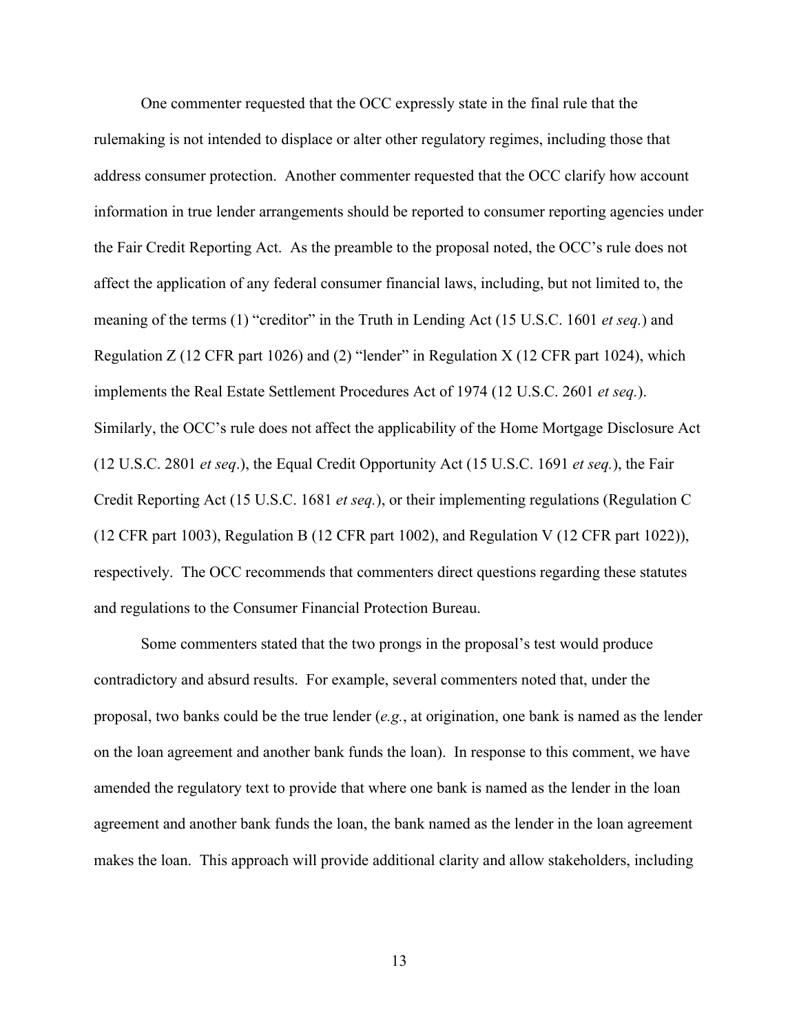One commenter requested that the OCC expressly state in the final rule that the rulemaking is not intended to displace or alter other regulatory regimes, including those that address consumer protection. Another commenter requested that the OCC clarify how account information in true lender arrangements should be reported to consumer reporting agencies under the Fair Credit Reporting Act. As the preamble to the proposal noted, the OCC's rule does not affect the application of any federal consumer financial laws, including, but not limited to, the meaning of the terms (1) "creditor" in the Truth in Lending Act (15 U.S.C. 1601 *et seq.*) and Regulation Z (12 CFR part 1026) and (2) "lender" in Regulation X (12 CFR part 1024), which implements the Real Estate Settlement Procedures Act of 1974 (12 U.S.C. 2601 *et seq.*). Similarly, the OCC's rule does not affect the applicability of the Home Mortgage Disclosure Act (12 U.S.C. 2801 *et seq*.), the Equal Credit Opportunity Act (15 U.S.C. 1691 *et seq.*), the Fair Credit Reporting Act (15 U.S.C. 1681 *et seq.*), or their implementing regulations (Regulation C (12 CFR part 1003), Regulation B (12 CFR part 1002), and Regulation V (12 CFR part 1022)), respectively. The OCC recommends that commenters direct questions regarding these statutes and regulations to the Consumer Financial Protection Bureau.

Some commenters stated that the two prongs in the proposal's test would produce contradictory and absurd results. For example, several commenters noted that, under the proposal, two banks could be the true lender (*e.g.*, at origination, one bank is named as the lender on the loan agreement and another bank funds the loan). In response to this comment, we have amended the regulatory text to provide that where one bank is named as the lender in the loan agreement and another bank funds the loan, the bank named as the lender in the loan agreement makes the loan. This approach will provide additional clarity and allow stakeholders, including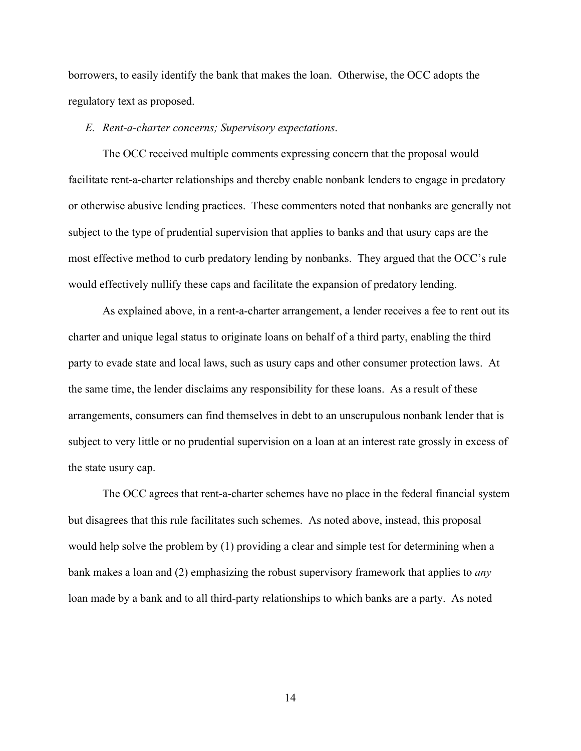borrowers, to easily identify the bank that makes the loan. Otherwise, the OCC adopts the regulatory text as proposed.

*E. Rent-a-charter concerns; Supervisory expectations*.

The OCC received multiple comments expressing concern that the proposal would facilitate rent-a-charter relationships and thereby enable nonbank lenders to engage in predatory or otherwise abusive lending practices. These commenters noted that nonbanks are generally not subject to the type of prudential supervision that applies to banks and that usury caps are the most effective method to curb predatory lending by nonbanks. They argued that the OCC's rule would effectively nullify these caps and facilitate the expansion of predatory lending.

As explained above, in a rent-a-charter arrangement, a lender receives a fee to rent out its charter and unique legal status to originate loans on behalf of a third party, enabling the third party to evade state and local laws, such as usury caps and other consumer protection laws. At the same time, the lender disclaims any responsibility for these loans. As a result of these arrangements, consumers can find themselves in debt to an unscrupulous nonbank lender that is subject to very little or no prudential supervision on a loan at an interest rate grossly in excess of the state usury cap.

The OCC agrees that rent-a-charter schemes have no place in the federal financial system but disagrees that this rule facilitates such schemes. As noted above, instead, this proposal would help solve the problem by (1) providing a clear and simple test for determining when a bank makes a loan and (2) emphasizing the robust supervisory framework that applies to *any* loan made by a bank and to all third-party relationships to which banks are a party. As noted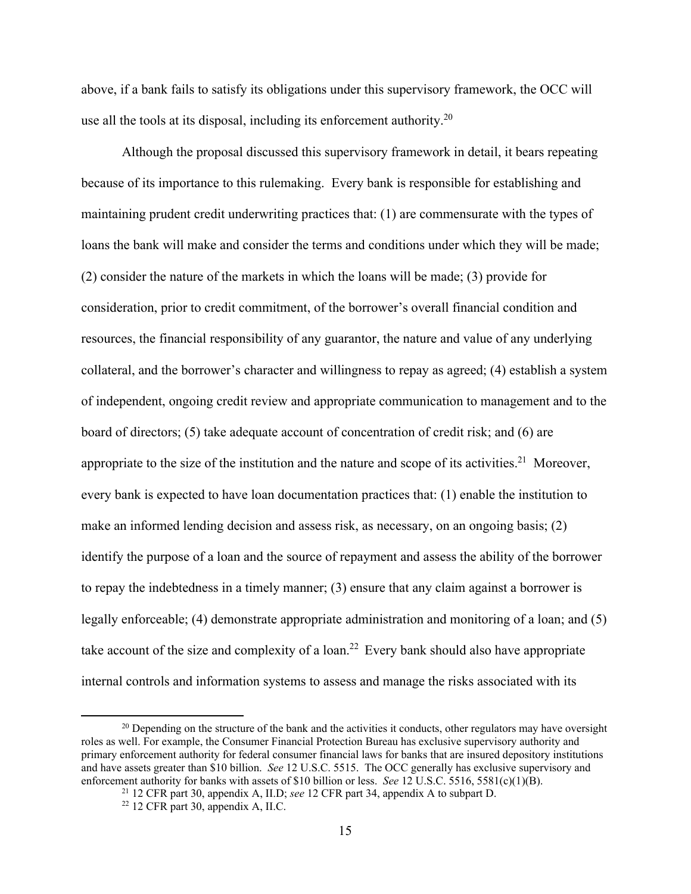above, if a bank fails to satisfy its obligations under this supervisory framework, the OCC will use all the tools at its disposal, including its enforcement authority.[20]

Although the proposal discussed this supervisory framework in detail, it bears repeating because of its importance to this rulemaking. Every bank is responsible for establishing and maintaining prudent credit underwriting practices that: (1) are commensurate with the types of loans the bank will make and consider the terms and conditions under which they will be made; (2) consider the nature of the markets in which the loans will be made; (3) provide for consideration, prior to credit commitment, of the borrower's overall financial condition and resources, the financial responsibility of any guarantor, the nature and value of any underlying collateral, and the borrower's character and willingness to repay as agreed; (4) establish a system of independent, ongoing credit review and appropriate communication to management and to the board of directors; (5) take adequate account of concentration of credit risk; and (6) are appropriate to the size of the institution and the nature and scope of its activities.[21] Moreover, every bank is expected to have loan documentation practices that: (1) enable the institution to make an informed lending decision and assess risk, as necessary, on an ongoing basis; (2) identify the purpose of a loan and the source of repayment and assess the ability of the borrower to repay the indebtedness in a timely manner; (3) ensure that any claim against a borrower is legally enforceable; (4) demonstrate appropriate administration and monitoring of a loan; and (5) take account of the size and complexity of a loan.[22] Every bank should also have appropriate internal controls and information systems to assess and manage the risks associated with its

---

[20] Depending on the structure of the bank and the activities it conducts, other regulators may have oversight roles as well. For example, the Consumer Financial Protection Bureau has exclusive supervisory authority and primary enforcement authority for federal consumer financial laws for banks that are insured depository institutions and have assets greater than $10 billion. *See* 12 U.S.C. 5515. The OCC generally has exclusive supervisory and enforcement authority for banks with assets of $10 billion or less. *See* 12 U.S.C. 5516, 5581(c)(1)(B).

[21] 12 CFR part 30, appendix A, II.D; *see* 12 CFR part 34, appendix A to subpart D.

[22] 12 CFR part 30, appendix A, II.C.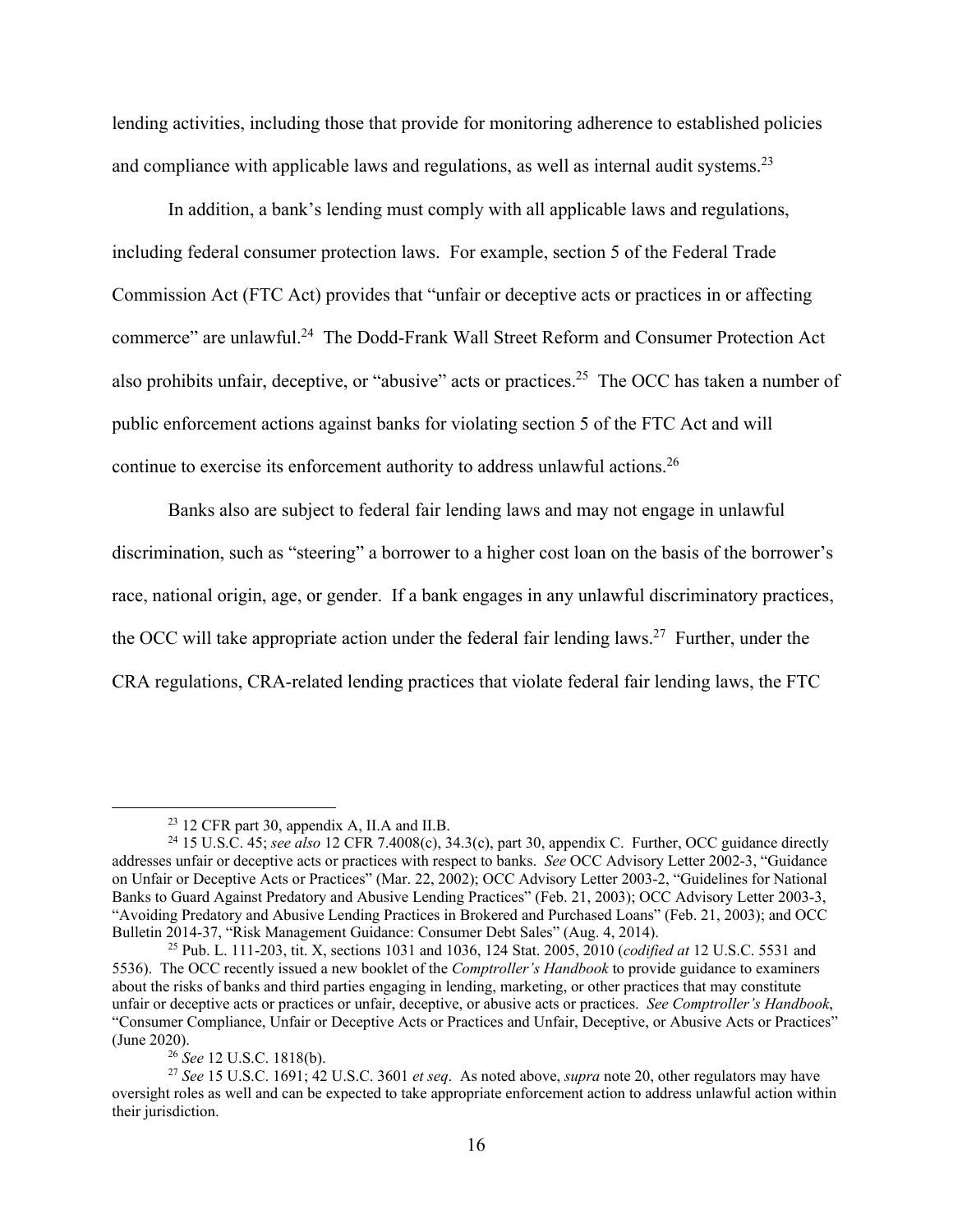lending activities, including those that provide for monitoring adherence to established policies and compliance with applicable laws and regulations, as well as internal audit systems.[23]

In addition, a bank's lending must comply with all applicable laws and regulations, including federal consumer protection laws. For example, section 5 of the Federal Trade Commission Act (FTC Act) provides that "unfair or deceptive acts or practices in or affecting commerce" are unlawful.[24] The Dodd-Frank Wall Street Reform and Consumer Protection Act also prohibits unfair, deceptive, or "abusive" acts or practices.[25] The OCC has taken a number of public enforcement actions against banks for violating section 5 of the FTC Act and will continue to exercise its enforcement authority to address unlawful actions.[26]

Banks also are subject to federal fair lending laws and may not engage in unlawful discrimination, such as "steering" a borrower to a higher cost loan on the basis of the borrower's race, national origin, age, or gender. If a bank engages in any unlawful discriminatory practices, the OCC will take appropriate action under the federal fair lending laws.[27] Further, under the CRA regulations, CRA-related lending practices that violate federal fair lending laws, the FTC

---

[23] 12 CFR part 30, appendix A, II.A and II.B.

[24] 15 U.S.C. 45; *see also* 12 CFR 7.4008(c), 34.3(c), part 30, appendix C. Further, OCC guidance directly addresses unfair or deceptive acts or practices with respect to banks. *See* OCC Advisory Letter 2002-3, "Guidance on Unfair or Deceptive Acts or Practices" (Mar. 22, 2002); OCC Advisory Letter 2003-2, "Guidelines for National Banks to Guard Against Predatory and Abusive Lending Practices" (Feb. 21, 2003); OCC Advisory Letter 2003-3, "Avoiding Predatory and Abusive Lending Practices in Brokered and Purchased Loans" (Feb. 21, 2003); and OCC Bulletin 2014-37, "Risk Management Guidance: Consumer Debt Sales" (Aug. 4, 2014).

[25] Pub. L. 111-203, tit. X, sections 1031 and 1036, 124 Stat. 2005, 2010 (*codified at* 12 U.S.C. 5531 and 5536). The OCC recently issued a new booklet of the *Comptroller's Handbook* to provide guidance to examiners about the risks of banks and third parties engaging in lending, marketing, or other practices that may constitute unfair or deceptive acts or practices or unfair, deceptive, or abusive acts or practices. *See Comptroller's Handbook*, "Consumer Compliance, Unfair or Deceptive Acts or Practices and Unfair, Deceptive, or Abusive Acts or Practices" (June 2020).

[26] *See* 12 U.S.C. 1818(b).

[27] *See* 15 U.S.C. 1691; 42 U.S.C. 3601 *et seq*. As noted above, *supra* note 20, other regulators may have oversight roles as well and can be expected to take appropriate enforcement action to address unlawful action within their jurisdiction.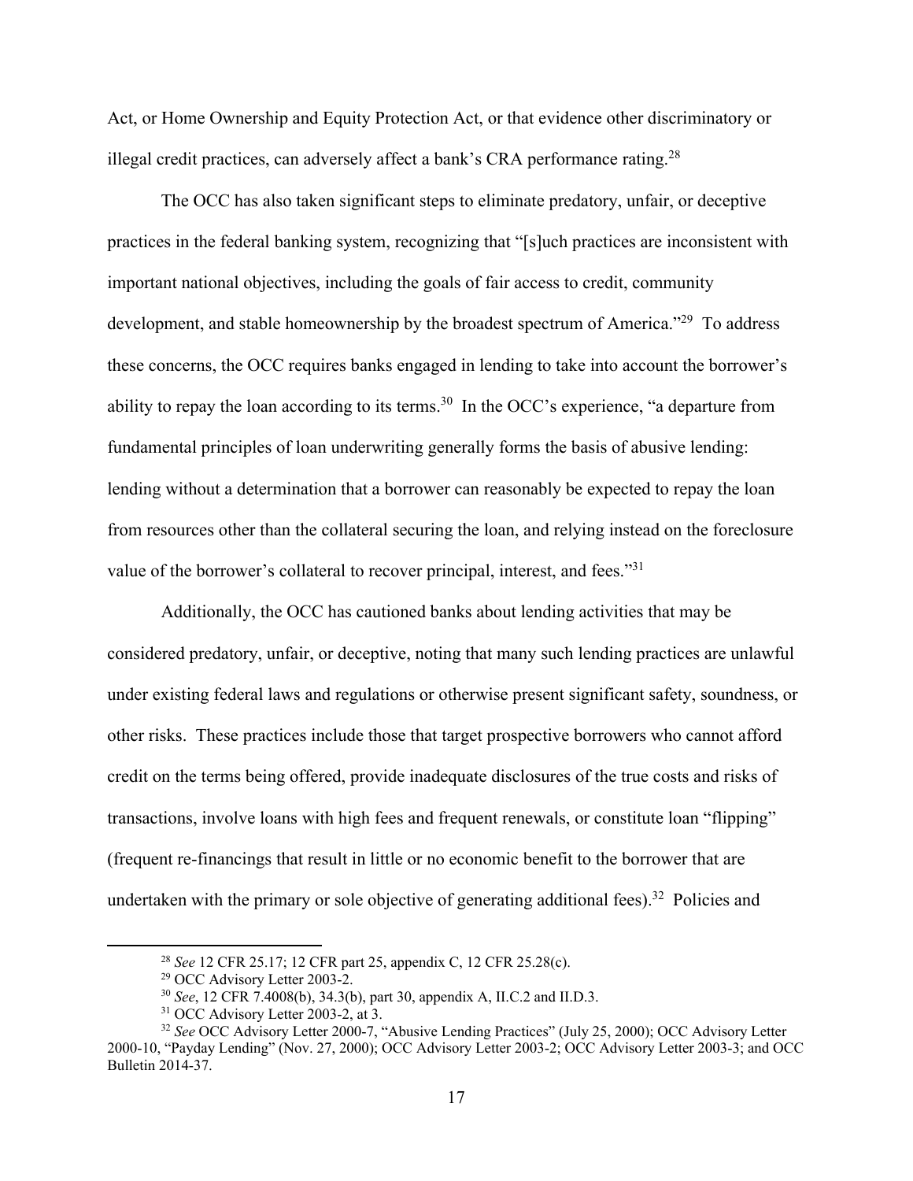Act, or Home Ownership and Equity Protection Act, or that evidence other discriminatory or illegal credit practices, can adversely affect a bank's CRA performance rating.[28]

The OCC has also taken significant steps to eliminate predatory, unfair, or deceptive practices in the federal banking system, recognizing that "[s]uch practices are inconsistent with important national objectives, including the goals of fair access to credit, community development, and stable homeownership by the broadest spectrum of America."[29] To address these concerns, the OCC requires banks engaged in lending to take into account the borrower's ability to repay the loan according to its terms.[30] In the OCC's experience, "a departure from fundamental principles of loan underwriting generally forms the basis of abusive lending: lending without a determination that a borrower can reasonably be expected to repay the loan from resources other than the collateral securing the loan, and relying instead on the foreclosure value of the borrower's collateral to recover principal, interest, and fees."[31]

Additionally, the OCC has cautioned banks about lending activities that may be considered predatory, unfair, or deceptive, noting that many such lending practices are unlawful under existing federal laws and regulations or otherwise present significant safety, soundness, or other risks. These practices include those that target prospective borrowers who cannot afford credit on the terms being offered, provide inadequate disclosures of the true costs and risks of transactions, involve loans with high fees and frequent renewals, or constitute loan "flipping" (frequent re-financings that result in little or no economic benefit to the borrower that are undertaken with the primary or sole objective of generating additional fees).[32] Policies and

---

[28] *See* 12 CFR 25.17; 12 CFR part 25, appendix C, 12 CFR 25.28(c).

[29] OCC Advisory Letter 2003-2.

[30] *See*, 12 CFR 7.4008(b), 34.3(b), part 30, appendix A, II.C.2 and II.D.3.

[31] OCC Advisory Letter 2003-2, at 3.

[32] *See* OCC Advisory Letter 2000-7, "Abusive Lending Practices" (July 25, 2000); OCC Advisory Letter 2000-10, "Payday Lending" (Nov. 27, 2000); OCC Advisory Letter 2003-2; OCC Advisory Letter 2003-3; and OCC Bulletin 2014-37.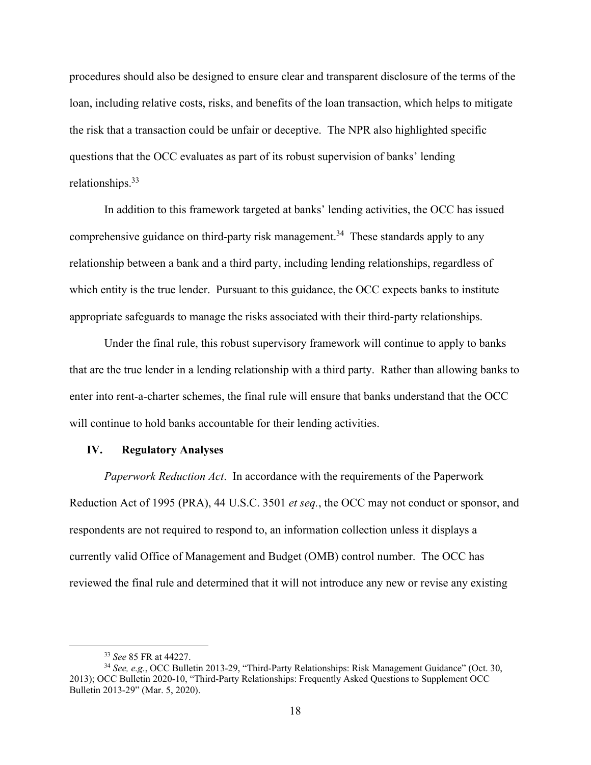procedures should also be designed to ensure clear and transparent disclosure of the terms of the loan, including relative costs, risks, and benefits of the loan transaction, which helps to mitigate the risk that a transaction could be unfair or deceptive. The NPR also highlighted specific questions that the OCC evaluates as part of its robust supervision of banks' lending relationships.[33]

In addition to this framework targeted at banks' lending activities, the OCC has issued comprehensive guidance on third-party risk management.[34] These standards apply to any relationship between a bank and a third party, including lending relationships, regardless of which entity is the true lender. Pursuant to this guidance, the OCC expects banks to institute appropriate safeguards to manage the risks associated with their third-party relationships.

Under the final rule, this robust supervisory framework will continue to apply to banks that are the true lender in a lending relationship with a third party. Rather than allowing banks to enter into rent-a-charter schemes, the final rule will ensure that banks understand that the OCC will continue to hold banks accountable for their lending activities.

## IV. Regulatory Analyses

*Paperwork Reduction Act*. In accordance with the requirements of the Paperwork Reduction Act of 1995 (PRA), 44 U.S.C. 3501 *et seq.*, the OCC may not conduct or sponsor, and respondents are not required to respond to, an information collection unless it displays a currently valid Office of Management and Budget (OMB) control number. The OCC has reviewed the final rule and determined that it will not introduce any new or revise any existing

---

[33] *See* 85 FR at 44227.

[34] *See, e.g.*, OCC Bulletin 2013-29, "Third-Party Relationships: Risk Management Guidance" (Oct. 30, 2013); OCC Bulletin 2020-10, "Third-Party Relationships: Frequently Asked Questions to Supplement OCC Bulletin 2013-29" (Mar. 5, 2020).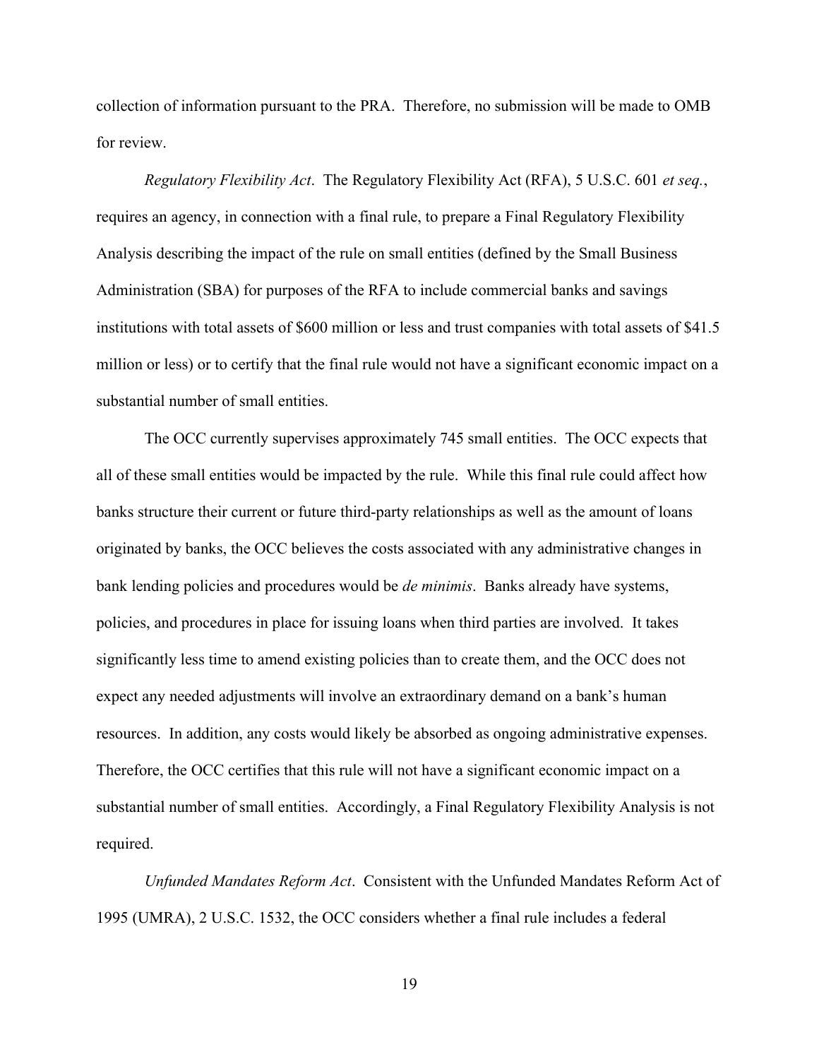collection of information pursuant to the PRA. Therefore, no submission will be made to OMB for review.

*Regulatory Flexibility Act*. The Regulatory Flexibility Act (RFA), 5 U.S.C. 601 *et seq.*, requires an agency, in connection with a final rule, to prepare a Final Regulatory Flexibility Analysis describing the impact of the rule on small entities (defined by the Small Business Administration (SBA) for purposes of the RFA to include commercial banks and savings institutions with total assets of $600 million or less and trust companies with total assets of $41.5 million or less) or to certify that the final rule would not have a significant economic impact on a substantial number of small entities.

The OCC currently supervises approximately 745 small entities. The OCC expects that all of these small entities would be impacted by the rule. While this final rule could affect how banks structure their current or future third-party relationships as well as the amount of loans originated by banks, the OCC believes the costs associated with any administrative changes in bank lending policies and procedures would be *de minimis*. Banks already have systems, policies, and procedures in place for issuing loans when third parties are involved. It takes significantly less time to amend existing policies than to create them, and the OCC does not expect any needed adjustments will involve an extraordinary demand on a bank's human resources. In addition, any costs would likely be absorbed as ongoing administrative expenses. Therefore, the OCC certifies that this rule will not have a significant economic impact on a substantial number of small entities. Accordingly, a Final Regulatory Flexibility Analysis is not required.

*Unfunded Mandates Reform Act*. Consistent with the Unfunded Mandates Reform Act of 1995 (UMRA), 2 U.S.C. 1532, the OCC considers whether a final rule includes a federal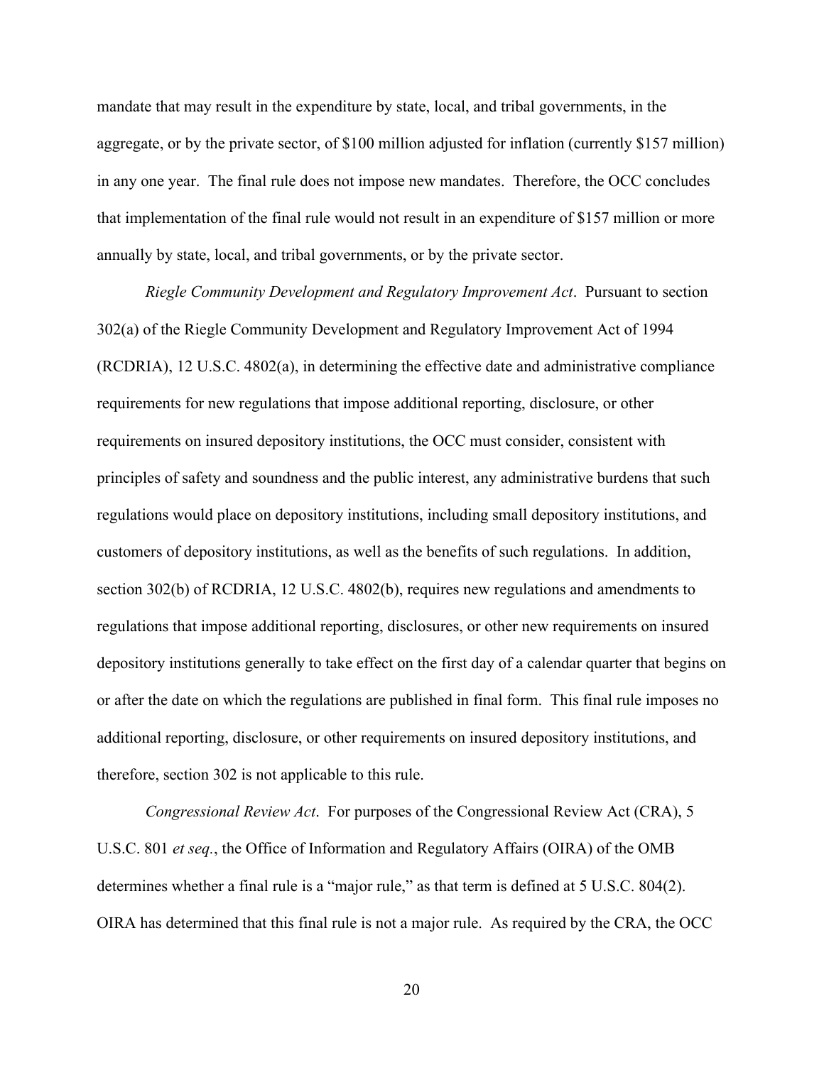mandate that may result in the expenditure by state, local, and tribal governments, in the aggregate, or by the private sector, of $100 million adjusted for inflation (currently $157 million) in any one year. The final rule does not impose new mandates. Therefore, the OCC concludes that implementation of the final rule would not result in an expenditure of $157 million or more annually by state, local, and tribal governments, or by the private sector.

*Riegle Community Development and Regulatory Improvement Act*. Pursuant to section 302(a) of the Riegle Community Development and Regulatory Improvement Act of 1994 (RCDRIA), 12 U.S.C. 4802(a), in determining the effective date and administrative compliance requirements for new regulations that impose additional reporting, disclosure, or other requirements on insured depository institutions, the OCC must consider, consistent with principles of safety and soundness and the public interest, any administrative burdens that such regulations would place on depository institutions, including small depository institutions, and customers of depository institutions, as well as the benefits of such regulations. In addition, section 302(b) of RCDRIA, 12 U.S.C. 4802(b), requires new regulations and amendments to regulations that impose additional reporting, disclosures, or other new requirements on insured depository institutions generally to take effect on the first day of a calendar quarter that begins on or after the date on which the regulations are published in final form. This final rule imposes no additional reporting, disclosure, or other requirements on insured depository institutions, and therefore, section 302 is not applicable to this rule.

*Congressional Review Act*. For purposes of the Congressional Review Act (CRA), 5 U.S.C. 801 *et seq.*, the Office of Information and Regulatory Affairs (OIRA) of the OMB determines whether a final rule is a "major rule," as that term is defined at 5 U.S.C. 804(2). OIRA has determined that this final rule is not a major rule. As required by the CRA, the OCC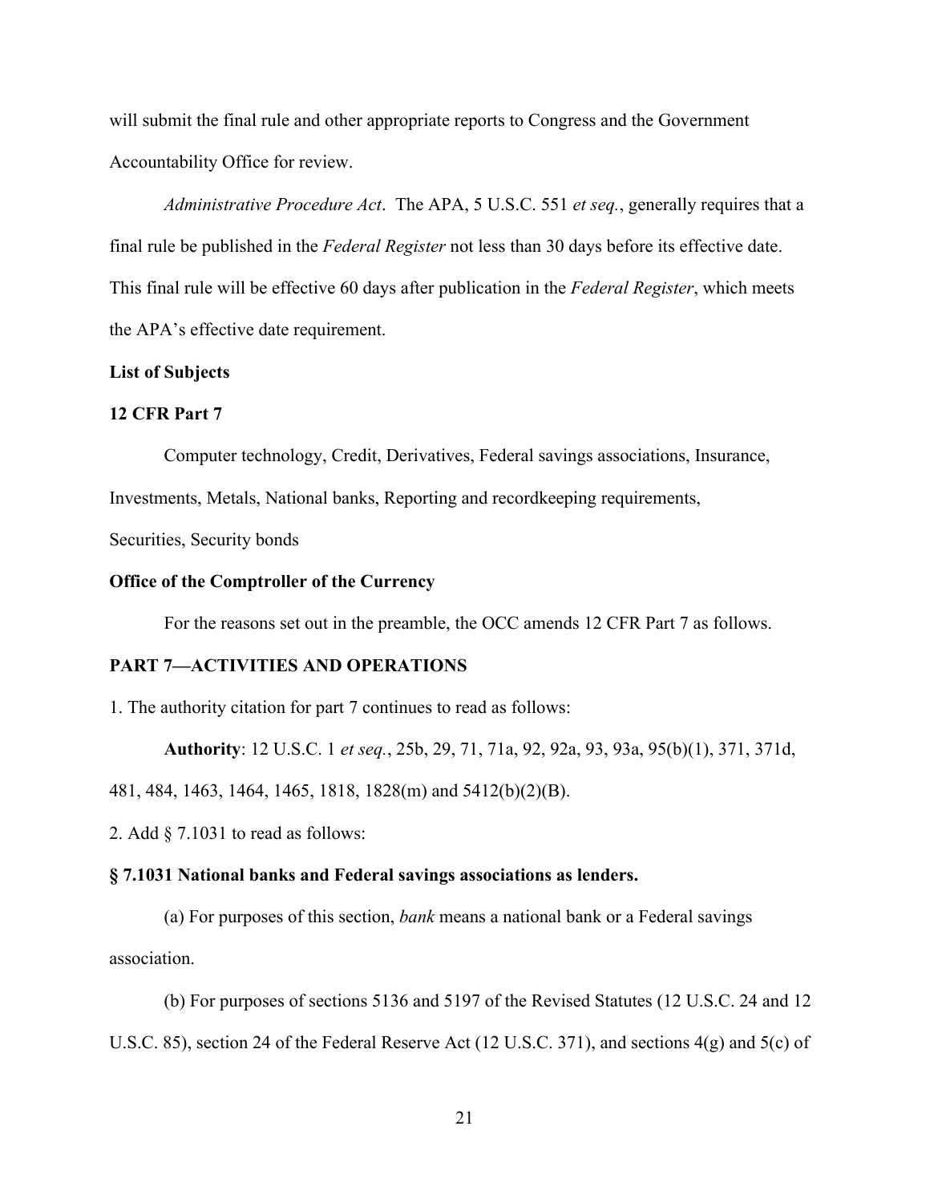will submit the final rule and other appropriate reports to Congress and the Government Accountability Office for review.

*Administrative Procedure Act*. The APA, 5 U.S.C. 551 *et seq.*, generally requires that a final rule be published in the *Federal Register* not less than 30 days before its effective date. This final rule will be effective 60 days after publication in the *Federal Register*, which meets the APA's effective date requirement.

**List of Subjects**

**12 CFR Part 7**

Computer technology, Credit, Derivatives, Federal savings associations, Insurance, Investments, Metals, National banks, Reporting and recordkeeping requirements, Securities, Security bonds

**Office of the Comptroller of the Currency**

For the reasons set out in the preamble, the OCC amends 12 CFR Part 7 as follows.

**PART 7—ACTIVITIES AND OPERATIONS**

1. The authority citation for part 7 continues to read as follows:

**Authority**: 12 U.S.C. 1 *et seq.*, 25b, 29, 71, 71a, 92, 92a, 93, 93a, 95(b)(1), 371, 371d, 481, 484, 1463, 1464, 1465, 1818, 1828(m) and 5412(b)(2)(B).

2. Add § 7.1031 to read as follows:

**§ 7.1031 National banks and Federal savings associations as lenders.**

(a) For purposes of this section, *bank* means a national bank or a Federal savings association.

(b) For purposes of sections 5136 and 5197 of the Revised Statutes (12 U.S.C. 24 and 12 U.S.C. 85), section 24 of the Federal Reserve Act (12 U.S.C. 371), and sections 4(g) and 5(c) of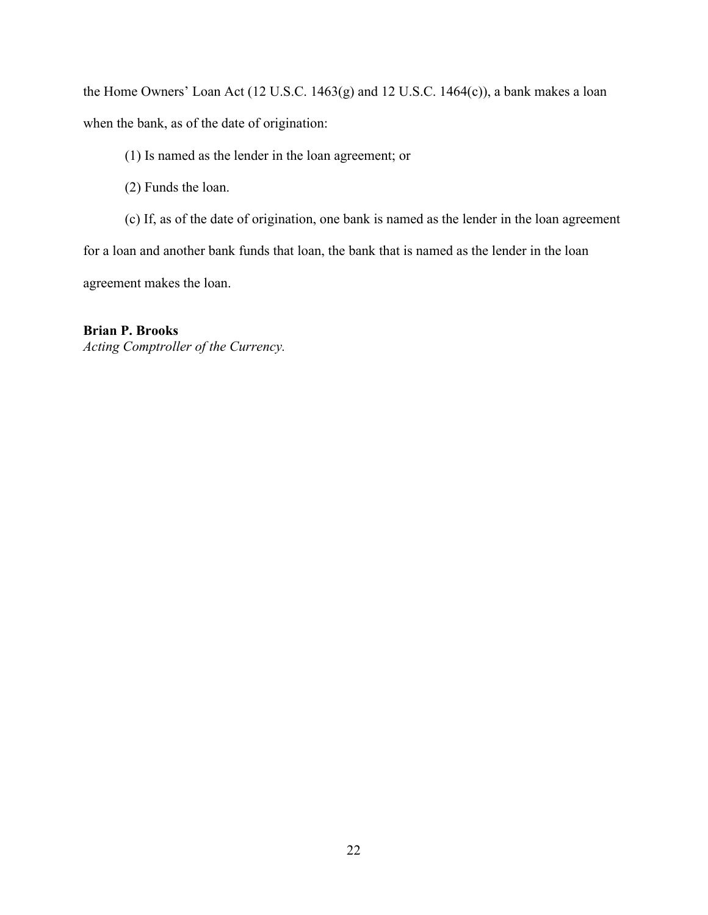the Home Owners' Loan Act (12 U.S.C. 1463(g) and 12 U.S.C. 1464(c)), a bank makes a loan when the bank, as of the date of origination:

(1) Is named as the lender in the loan agreement; or

(2) Funds the loan.

(c) If, as of the date of origination, one bank is named as the lender in the loan agreement for a loan and another bank funds that loan, the bank that is named as the lender in the loan agreement makes the loan.

**Brian P. Brooks**
*Acting Comptroller of the Currency.*